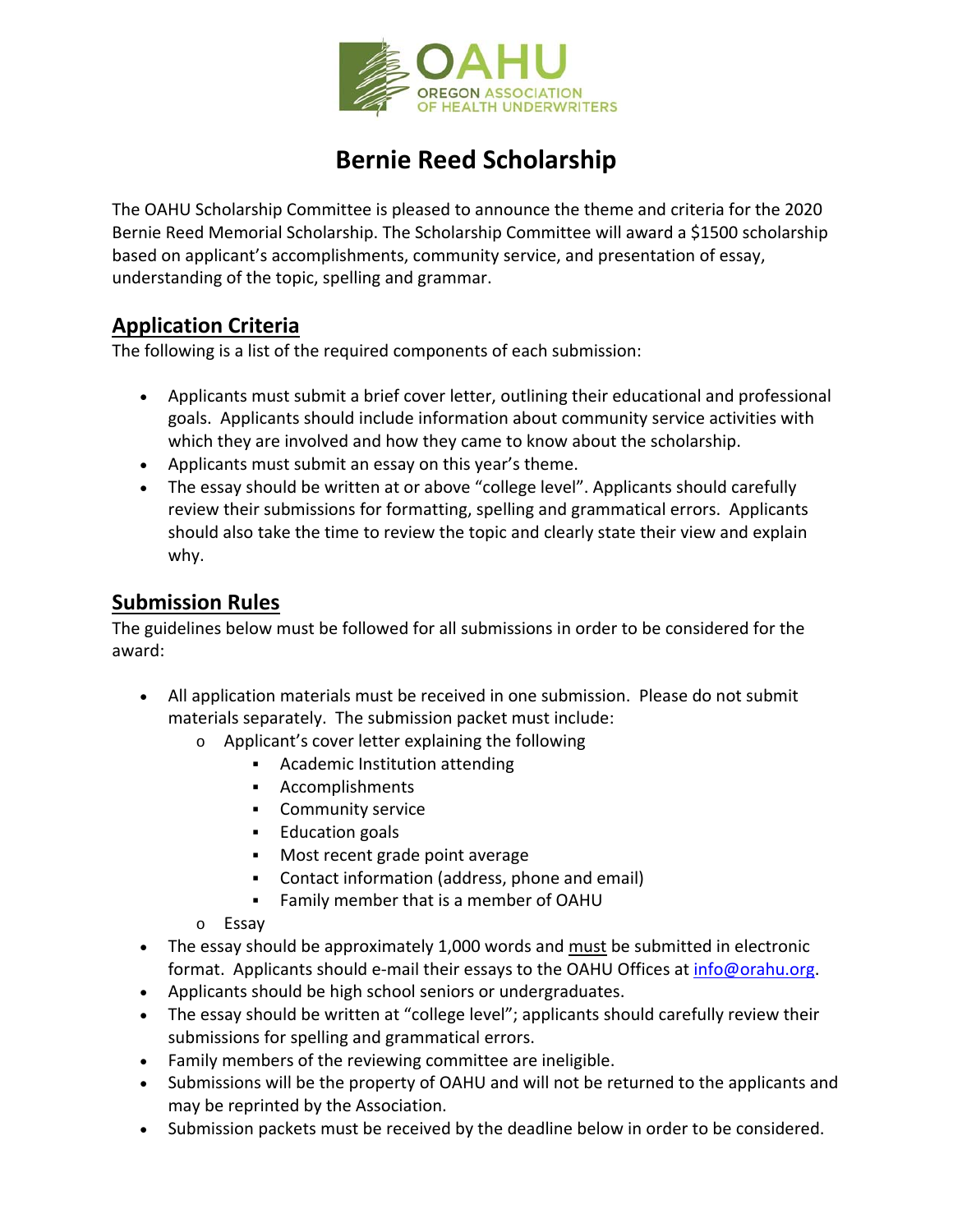OAHU
OREGON ASSOCIATION OF HEALTH UNDERWRITERS

# Bernie Reed Scholarship

The OAHU Scholarship Committee is pleased to announce the theme and criteria for the 2020 Bernie Reed Memorial Scholarship. The Scholarship Committee will award a $1500 scholarship based on applicant's accomplishments, community service, and presentation of essay, understanding of the topic, spelling and grammar.

## Application Criteria

The following is a list of the required components of each submission:

- Applicants must submit a brief cover letter, outlining their educational and professional goals. Applicants should include information about community service activities with which they are involved and how they came to know about the scholarship.
- Applicants must submit an essay on this year's theme.
- The essay should be written at or above "college level". Applicants should carefully review their submissions for formatting, spelling and grammatical errors. Applicants should also take the time to review the topic and clearly state their view and explain why.

## Submission Rules

The guidelines below must be followed for all submissions in order to be considered for the award:

- All application materials must be received in one submission. Please do not submit materials separately. The submission packet must include:
  - Applicant's cover letter explaining the following
    - Academic Institution attending
    - Accomplishments
    - Community service
    - Education goals
    - Most recent grade point average
    - Contact information (address, phone and email)
    - Family member that is a member of OAHU
  - Essay
- The essay should be approximately 1,000 words and must be submitted in electronic format. Applicants should e-mail their essays to the OAHU Offices at info@orahu.org.
- Applicants should be high school seniors or undergraduates.
- The essay should be written at "college level"; applicants should carefully review their submissions for spelling and grammatical errors.
- Family members of the reviewing committee are ineligible.
- Submissions will be the property of OAHU and will not be returned to the applicants and may be reprinted by the Association.
- Submission packets must be received by the deadline below in order to be considered.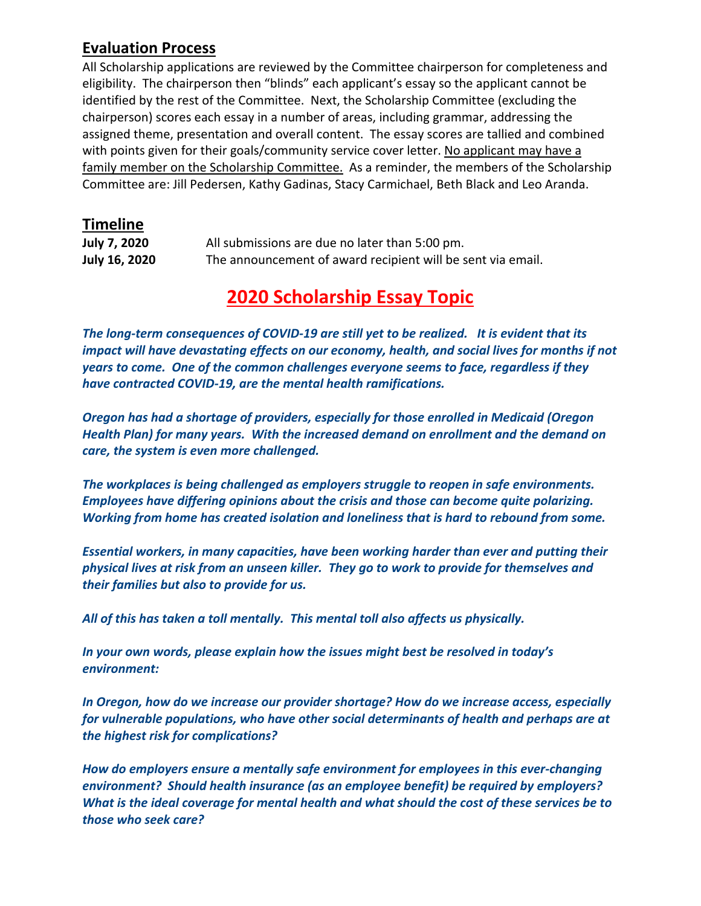## Evaluation Process

All Scholarship applications are reviewed by the Committee chairperson for completeness and eligibility. The chairperson then "blinds" each applicant's essay so the applicant cannot be identified by the rest of the Committee. Next, the Scholarship Committee (excluding the chairperson) scores each essay in a number of areas, including grammar, addressing the assigned theme, presentation and overall content. The essay scores are tallied and combined with points given for their goals/community service cover letter. No applicant may have a family member on the Scholarship Committee. As a reminder, the members of the Scholarship Committee are: Jill Pedersen, Kathy Gadinas, Stacy Carmichael, Beth Black and Leo Aranda.

## Timeline

| | |
|---|---|
| **July 7, 2020** | All submissions are due no later than 5:00 pm. |
| **July 16, 2020** | The announcement of award recipient will be sent via email. |

# 2020 Scholarship Essay Topic

***The long-term consequences of COVID-19 are still yet to be realized. It is evident that its impact will have devastating effects on our economy, health, and social lives for months if not years to come. One of the common challenges everyone seems to face, regardless if they have contracted COVID-19, are the mental health ramifications.***

***Oregon has had a shortage of providers, especially for those enrolled in Medicaid (Oregon Health Plan) for many years. With the increased demand on enrollment and the demand on care, the system is even more challenged.***

***The workplaces is being challenged as employers struggle to reopen in safe environments. Employees have differing opinions about the crisis and those can become quite polarizing. Working from home has created isolation and loneliness that is hard to rebound from some.***

***Essential workers, in many capacities, have been working harder than ever and putting their physical lives at risk from an unseen killer. They go to work to provide for themselves and their families but also to provide for us.***

***All of this has taken a toll mentally. This mental toll also affects us physically.***

***In your own words, please explain how the issues might best be resolved in today's environment:***

***In Oregon, how do we increase our provider shortage? How do we increase access, especially for vulnerable populations, who have other social determinants of health and perhaps are at the highest risk for complications?***

***How do employers ensure a mentally safe environment for employees in this ever-changing environment? Should health insurance (as an employee benefit) be required by employers? What is the ideal coverage for mental health and what should the cost of these services be to those who seek care?***